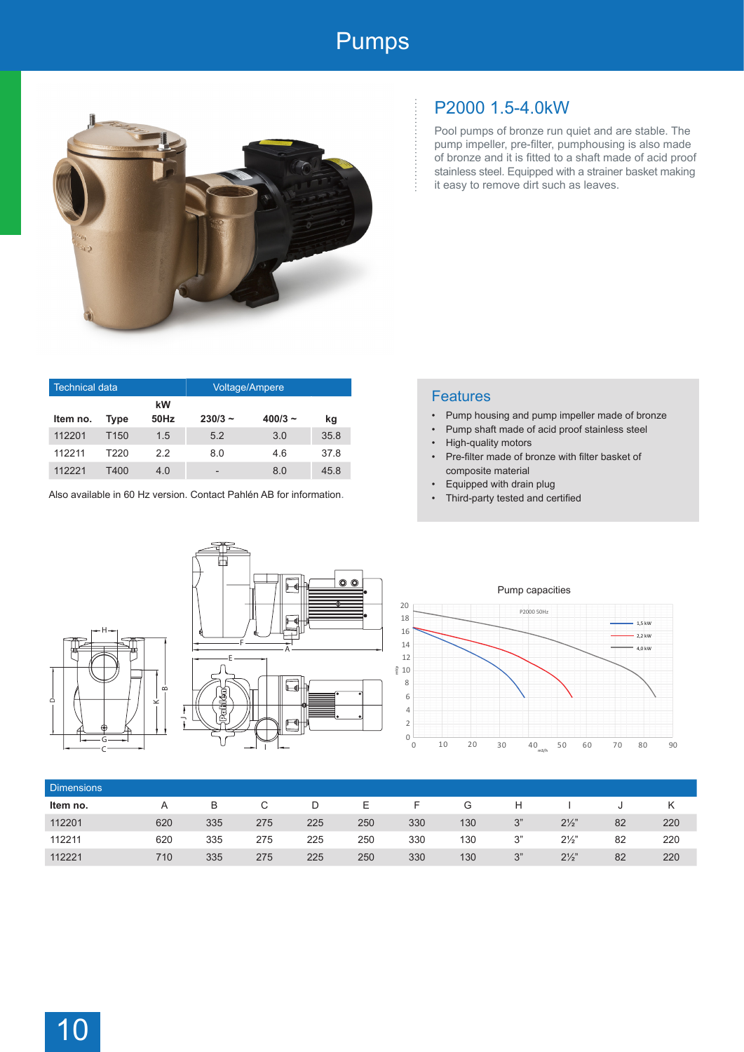# Pumps

## P2000 1.5-4.0kW

Pool pumps of bronze run quiet and are stable. The pump impeller, pre-filter, pumphousing is also made of bronze and it is fitted to a shaft made of acid proof stainless steel. Equipped with a strainer basket making it easy to remove dirt such as leaves.

| Technical data | | | Voltage/Ampere | | |
|---|---|---|---|---|---|
| Item no. | Type | kW 50Hz | 230/3 ~ | 400/3 ~ | kg |
| 112201 | T150 | 1.5 | 5.2 | 3.0 | 35.8 |
| 112211 | T220 | 2.2 | 8.0 | 4.6 | 37.8 |
| 112221 | T400 | 4.0 | - | 8.0 | 45.8 |

Also available in 60 Hz version. Contact Pahlén AB for information.

### Features

- Pump housing and pump impeller made of bronze
- Pump shaft made of acid proof stainless steel
- High-quality motors
- Pre-filter made of bronze with filter basket of composite material
- Equipped with drain plug
- Third-party tested and certified

Pump capacities

| Dimensions | | | | | | | | | | | |
|---|---|---|---|---|---|---|---|---|---|---|---|
| Item no. | A | B | C | D | E | F | G | H | I | J | K |
| 112201 | 620 | 335 | 275 | 225 | 250 | 330 | 130 | 3" | 2½" | 82 | 220 |
| 112211 | 620 | 335 | 275 | 225 | 250 | 330 | 130 | 3" | 2½" | 82 | 220 |
| 112221 | 710 | 335 | 275 | 225 | 250 | 330 | 130 | 3" | 2½" | 82 | 220 |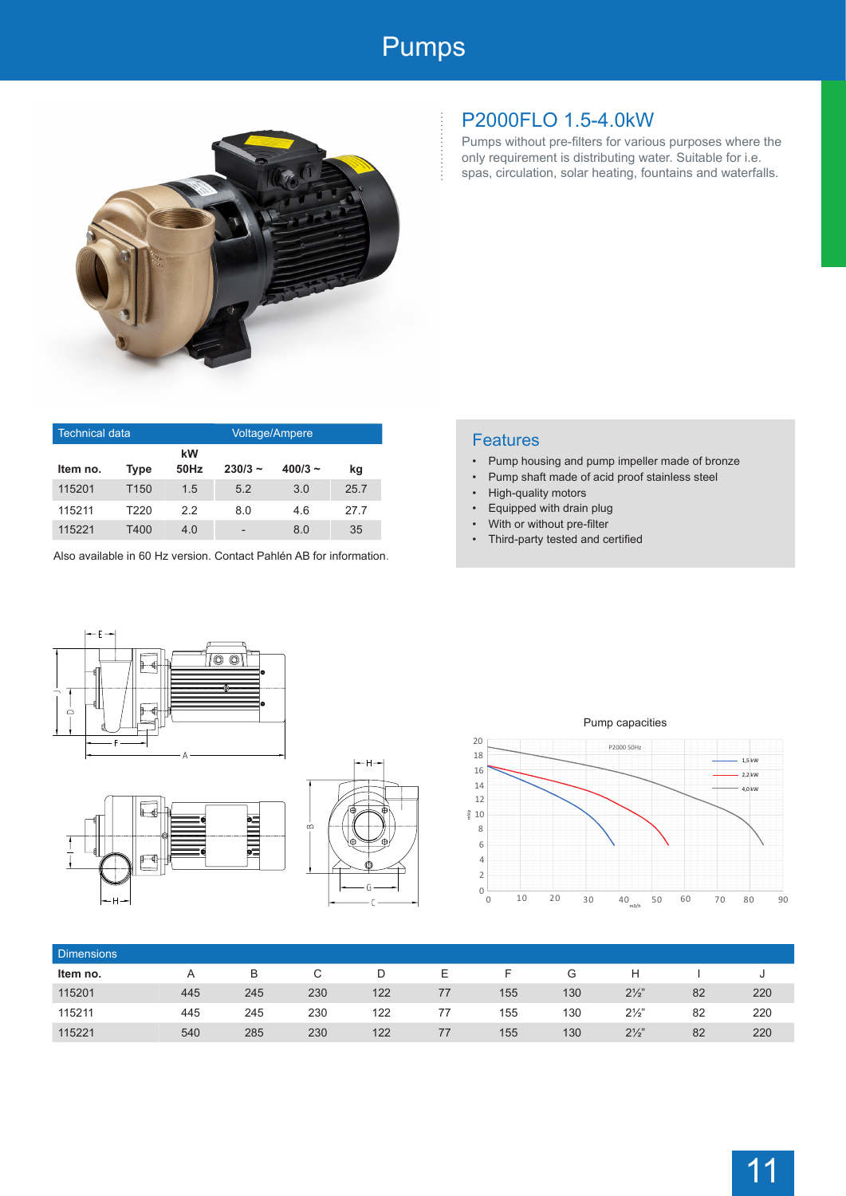## P2000FLO 1.5-4.0kW

Pumps without pre-filters for various purposes where the only requirement is distributing water. Suitable for i.e. spas, circulation, solar heating, fountains and waterfalls.

| Technical data | | | Voltage/Ampere | | |
|---|---|---|---|---|---|
| Item no. | Type | kW 50Hz | 230/3 ~ | 400/3 ~ | kg |
| 115201 | T150 | 1.5 | 5.2 | 3.0 | 25.7 |
| 115211 | T220 | 2.2 | 8.0 | 4.6 | 27.7 |
| 115221 | T400 | 4.0 | - | 8.0 | 35 |

Also available in 60 Hz version. Contact Pahlén AB for information.

### Features

- Pump housing and pump impeller made of bronze
- Pump shaft made of acid proof stainless steel
- High-quality motors
- Equipped with drain plug
- With or without pre-filter
- Third-party tested and certified

E
J
D
F
A
I
H
H
B
G
C

Pump capacities

P2000 50Hz

1,5 kW
2,2 kW
4,0 kW

m/h
20
18
16
14
12
10
8
6
4
2
0

0 10 20 30 40 50 60 70 80 90
m3/h

| Dimensions | | | | | | | | | | |
|---|---|---|---|---|---|---|---|---|---|---|
| Item no. | A | B | C | D | E | F | G | H | I | J |
| 115201 | 445 | 245 | 230 | 122 | 77 | 155 | 130 | 2½" | 82 | 220 |
| 115211 | 445 | 245 | 230 | 122 | 77 | 155 | 130 | 2½" | 82 | 220 |
| 115221 | 540 | 285 | 230 | 122 | 77 | 155 | 130 | 2½" | 82 | 220 |